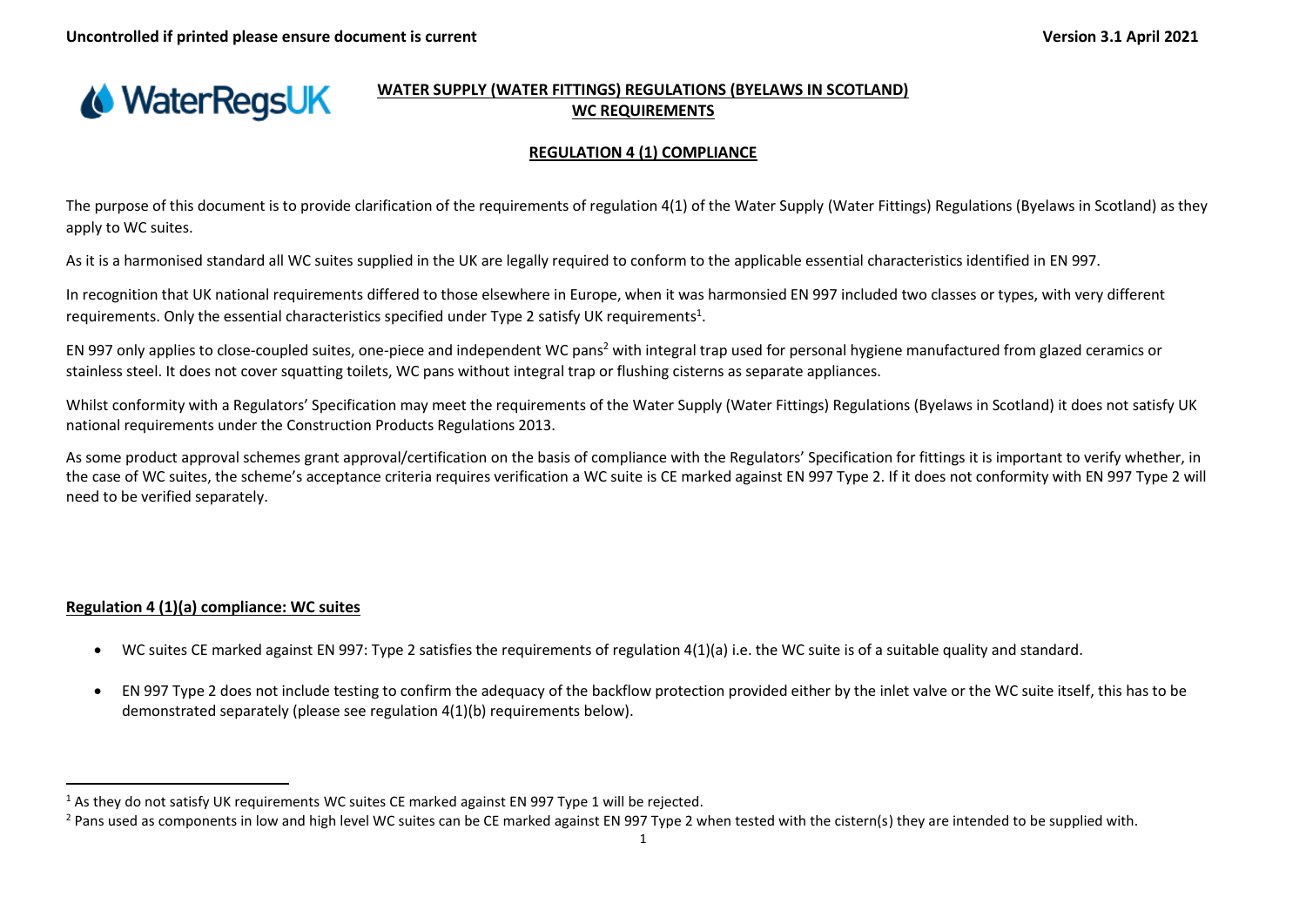# WATER SUPPLY (WATER FITTINGS) REGULATIONS (BYELAWS IN SCOTLAND)
# WC REQUIREMENTS

## REGULATION 4 (1) COMPLIANCE

The purpose of this document is to provide clarification of the requirements of regulation 4(1) of the Water Supply (Water Fittings) Regulations (Byelaws in Scotland) as they apply to WC suites.

As it is a harmonised standard all WC suites supplied in the UK are legally required to conform to the applicable essential characteristics identified in EN 997.

In recognition that UK national requirements differed to those elsewhere in Europe, when it was harmonsied EN 997 included two classes or types, with very different requirements. Only the essential characteristics specified under Type 2 satisfy UK requirements[1].

EN 997 only applies to close-coupled suites, one-piece and independent WC pans[2] with integral trap used for personal hygiene manufactured from glazed ceramics or stainless steel. It does not cover squatting toilets, WC pans without integral trap or flushing cisterns as separate appliances.

Whilst conformity with a Regulators' Specification may meet the requirements of the Water Supply (Water Fittings) Regulations (Byelaws in Scotland) it does not satisfy UK national requirements under the Construction Products Regulations 2013.

As some product approval schemes grant approval/certification on the basis of compliance with the Regulators' Specification for fittings it is important to verify whether, in the case of WC suites, the scheme's acceptance criteria requires verification a WC suite is CE marked against EN 997 Type 2. If it does not conformity with EN 997 Type 2 will need to be verified separately.

### Regulation 4 (1)(a) compliance: WC suites

- WC suites CE marked against EN 997: Type 2 satisfies the requirements of regulation 4(1)(a) i.e. the WC suite is of a suitable quality and standard.
- EN 997 Type 2 does not include testing to confirm the adequacy of the backflow protection provided either by the inlet valve or the WC suite itself, this has to be demonstrated separately (please see regulation 4(1)(b) requirements below).

---

[1] As they do not satisfy UK requirements WC suites CE marked against EN 997 Type 1 will be rejected.

[2] Pans used as components in low and high level WC suites can be CE marked against EN 997 Type 2 when tested with the cistern(s) they are intended to be supplied with.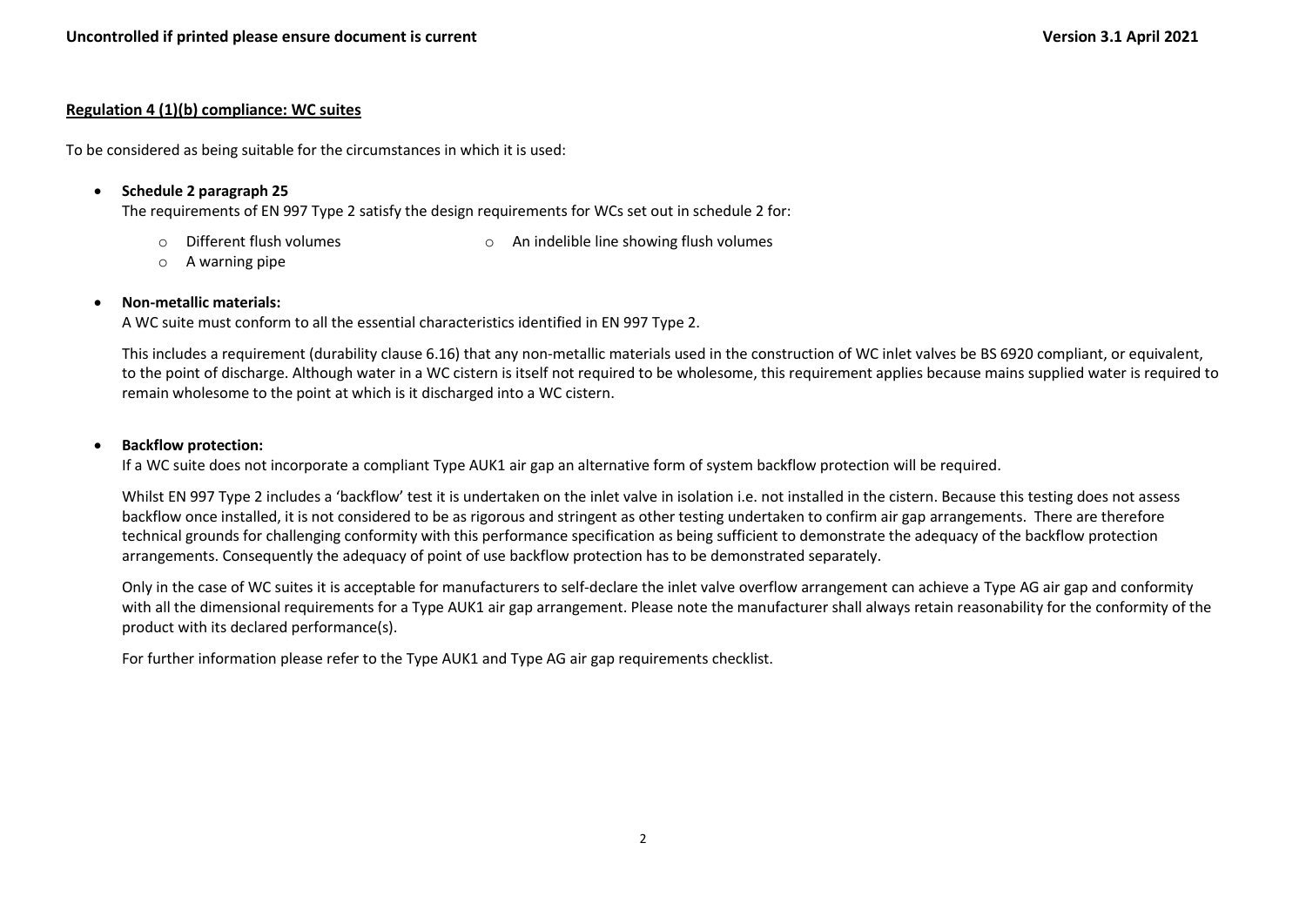**Regulation 4 (1)(b) compliance: WC suites**

To be considered as being suitable for the circumstances in which it is used:

- **Schedule 2 paragraph 25**
  The requirements of EN 997 Type 2 satisfy the design requirements for WCs set out in schedule 2 for:
  - Different flush volumes
  - An indelible line showing flush volumes
  - A warning pipe

- **Non-metallic materials:**
  A WC suite must conform to all the essential characteristics identified in EN 997 Type 2.

  This includes a requirement (durability clause 6.16) that any non-metallic materials used in the construction of WC inlet valves be BS 6920 compliant, or equivalent, to the point of discharge. Although water in a WC cistern is itself not required to be wholesome, this requirement applies because mains supplied water is required to remain wholesome to the point at which is it discharged into a WC cistern.

- **Backflow protection:**
  If a WC suite does not incorporate a compliant Type AUK1 air gap an alternative form of system backflow protection will be required.

  Whilst EN 997 Type 2 includes a 'backflow' test it is undertaken on the inlet valve in isolation i.e. not installed in the cistern. Because this testing does not assess backflow once installed, it is not considered to be as rigorous and stringent as other testing undertaken to confirm air gap arrangements. There are therefore technical grounds for challenging conformity with this performance specification as being sufficient to demonstrate the adequacy of the backflow protection arrangements. Consequently the adequacy of point of use backflow protection has to be demonstrated separately.

  Only in the case of WC suites it is acceptable for manufacturers to self-declare the inlet valve overflow arrangement can achieve a Type AG air gap and conformity with all the dimensional requirements for a Type AUK1 air gap arrangement. Please note the manufacturer shall always retain reasonability for the conformity of the product with its declared performance(s).

  For further information please refer to the Type AUK1 and Type AG air gap requirements checklist.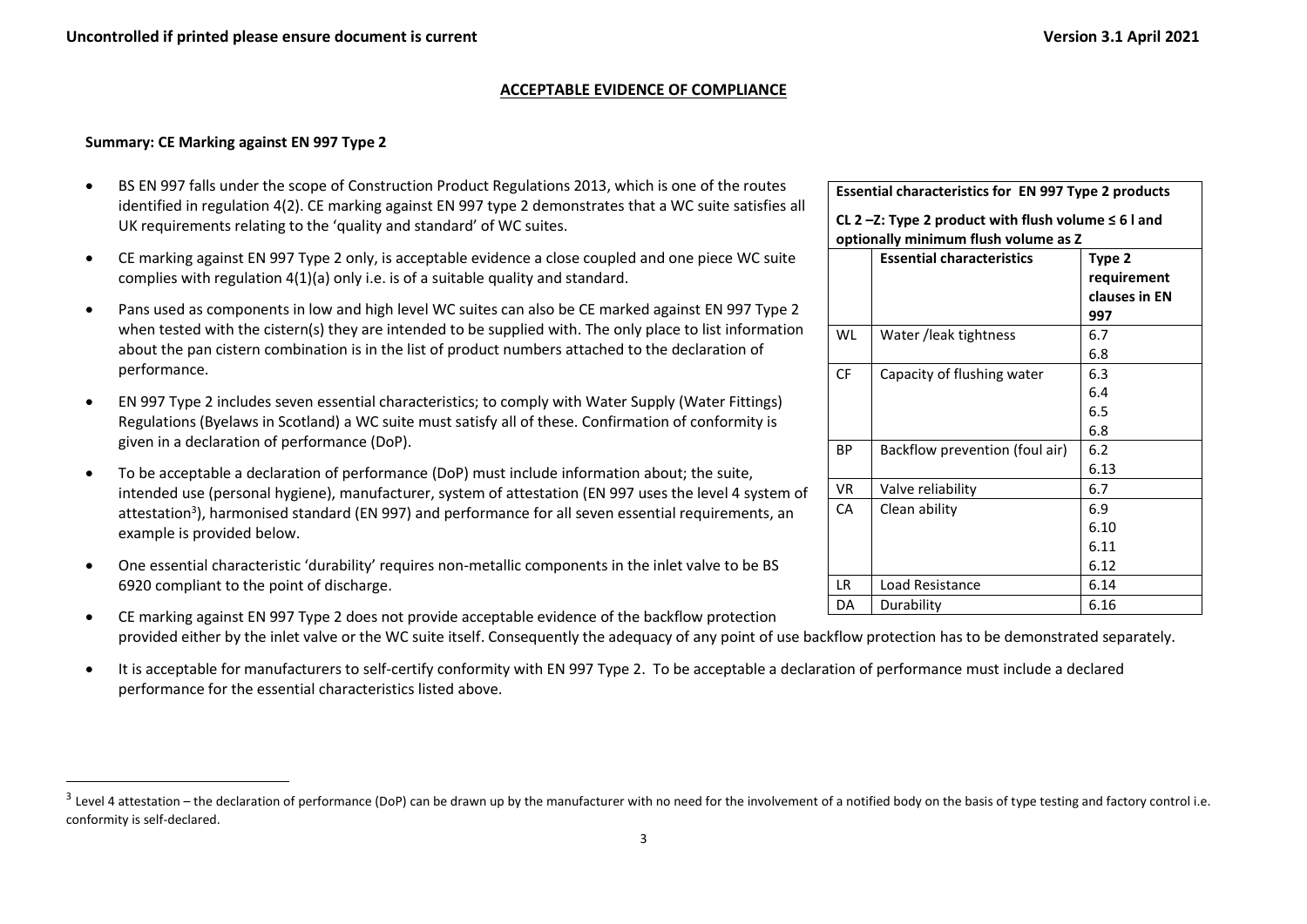## ACCEPTABLE EVIDENCE OF COMPLIANCE

### Summary: CE Marking against EN 997 Type 2

- BS EN 997 falls under the scope of Construction Product Regulations 2013, which is one of the routes identified in regulation 4(2). CE marking against EN 997 type 2 demonstrates that a WC suite satisfies all UK requirements relating to the 'quality and standard' of WC suites.
- CE marking against EN 997 Type 2 only, is acceptable evidence a close coupled and one piece WC suite complies with regulation 4(1)(a) only i.e. is of a suitable quality and standard.
- Pans used as components in low and high level WC suites can also be CE marked against EN 997 Type 2 when tested with the cistern(s) they are intended to be supplied with. The only place to list information about the pan cistern combination is in the list of product numbers attached to the declaration of performance.
- EN 997 Type 2 includes seven essential characteristics; to comply with Water Supply (Water Fittings) Regulations (Byelaws in Scotland) a WC suite must satisfy all of these. Confirmation of conformity is given in a declaration of performance (DoP).
- To be acceptable a declaration of performance (DoP) must include information about; the suite, intended use (personal hygiene), manufacturer, system of attestation (EN 997 uses the level 4 system of attestation[3]), harmonised standard (EN 997) and performance for all seven essential requirements, an example is provided below.
- One essential characteristic 'durability' requires non-metallic components in the inlet valve to be BS 6920 compliant to the point of discharge.
- CE marking against EN 997 Type 2 does not provide acceptable evidence of the backflow protection provided either by the inlet valve or the WC suite itself. Consequently the adequacy of any point of use backflow protection has to be demonstrated separately.
- It is acceptable for manufacturers to self-certify conformity with EN 997 Type 2. To be acceptable a declaration of performance must include a declared performance for the essential characteristics listed above.

**Essential characteristics for EN 997 Type 2 products**

**CL 2 –Z: Type 2 product with flush volume ≤ 6 l and optionally minimum flush volume as Z**

| | Essential characteristics | Type 2 requirement clauses in EN 997 |
|---|---|---|
| WL | Water /leak tightness | 6.7<br>6.8 |
| CF | Capacity of flushing water | 6.3<br>6.4<br>6.5<br>6.8 |
| BP | Backflow prevention (foul air) | 6.2<br>6.13 |
| VR | Valve reliability | 6.7 |
| CA | Clean ability | 6.9<br>6.10<br>6.11<br>6.12 |
| LR | Load Resistance | 6.14 |
| DA | Durability | 6.16 |

[3] Level 4 attestation – the declaration of performance (DoP) can be drawn up by the manufacturer with no need for the involvement of a notified body on the basis of type testing and factory control i.e. conformity is self-declared.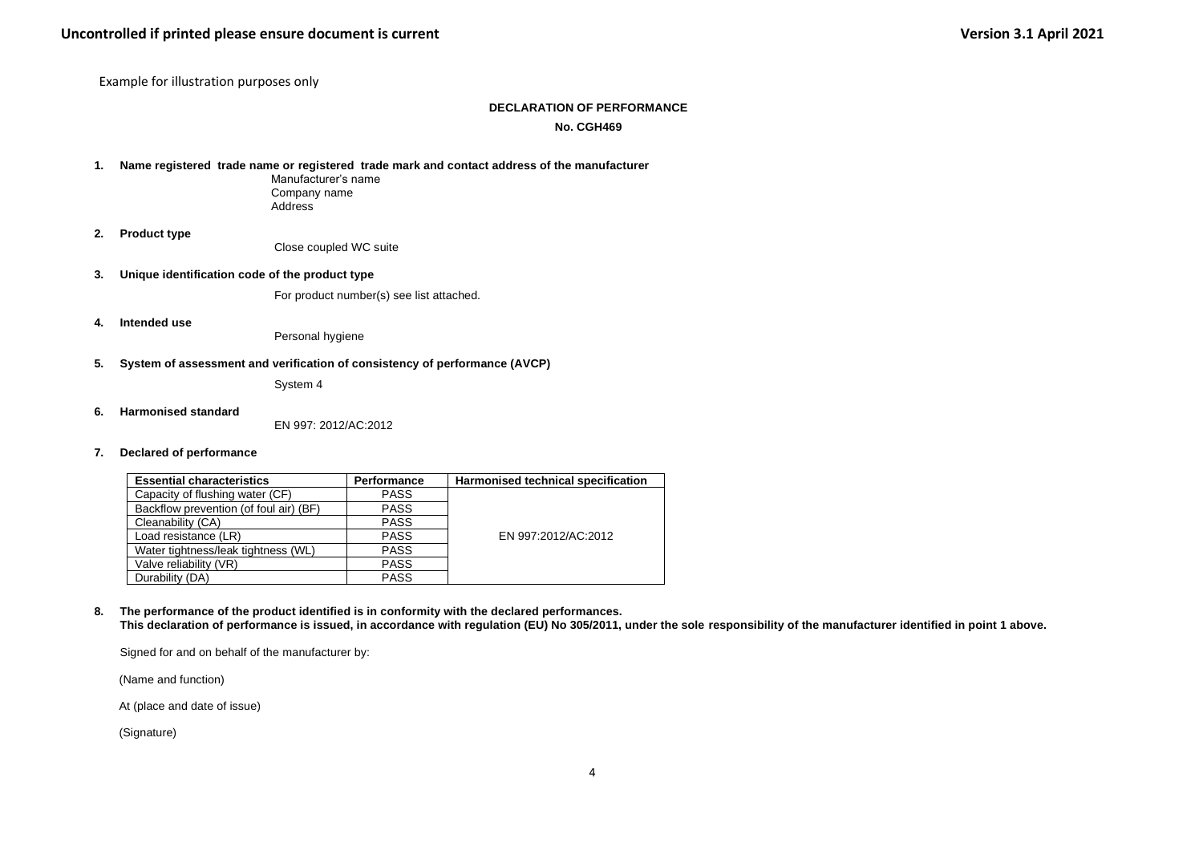Example for illustration purposes only

**DECLARATION OF PERFORMANCE**

**No. CGH469**

1. **Name registered trade name or registered trade mark and contact address of the manufacturer**

   Manufacturer's name
   Company name
   Address

2. **Product type**

   Close coupled WC suite

3. **Unique identification code of the product type**

   For product number(s) see list attached.

4. **Intended use**

   Personal hygiene

5. **System of assessment and verification of consistency of performance (AVCP)**

   System 4

6. **Harmonised standard**

   EN 997: 2012/AC:2012

7. **Declared of performance**

| Essential characteristics | Performance | Harmonised technical specification |
|---|---|---|
| Capacity of flushing water (CF) | PASS | EN 997:2012/AC:2012 |
| Backflow prevention (of foul air) (BF) | PASS | |
| Cleanability (CA) | PASS | |
| Load resistance (LR) | PASS | |
| Water tightness/leak tightness (WL) | PASS | |
| Valve reliability (VR) | PASS | |
| Durability (DA) | PASS | |

8. **The performance of the product identified is in conformity with the declared performances.**
   **This declaration of performance is issued, in accordance with regulation (EU) No 305/2011, under the sole responsibility of the manufacturer identified in point 1 above.**

Signed for and on behalf of the manufacturer by:

(Name and function)

At (place and date of issue)

(Signature)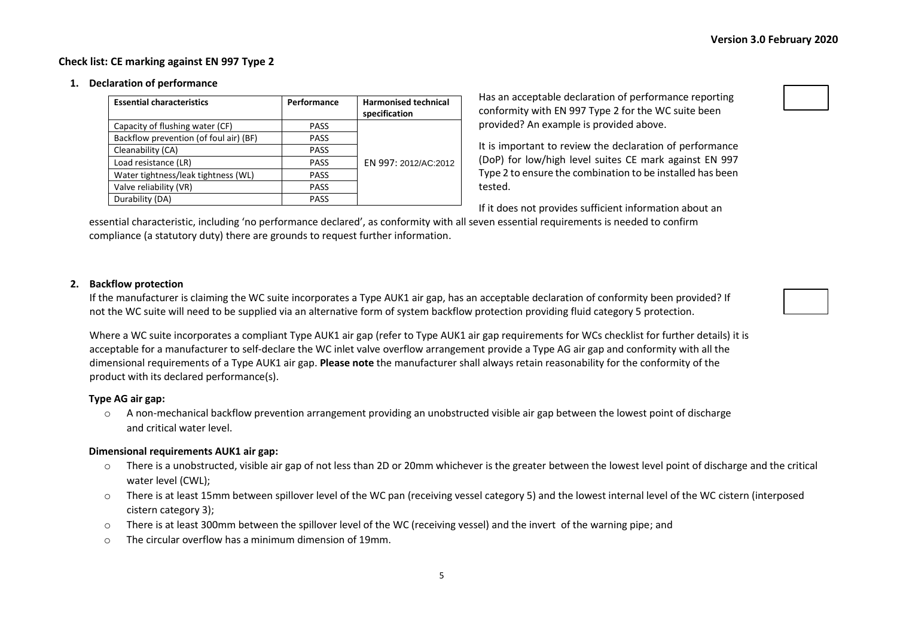## Check list: CE marking against EN 997 Type 2

### 1. Declaration of performance

| Essential characteristics | Performance | Harmonised technical specification |
|---|---|---|
| Capacity of flushing water (CF) | PASS | EN 997: 2012/AC:2012 |
| Backflow prevention (of foul air) (BF) | PASS | |
| Cleanability (CA) | PASS | |
| Load resistance (LR) | PASS | |
| Water tightness/leak tightness (WL) | PASS | |
| Valve reliability (VR) | PASS | |
| Durability (DA) | PASS | |

Has an acceptable declaration of performance reporting conformity with EN 997 Type 2 for the WC suite been provided? An example is provided above.

It is important to review the declaration of performance (DoP) for low/high level suites CE mark against EN 997 Type 2 to ensure the combination to be installed has been tested.

If it does not provides sufficient information about an essential characteristic, including 'no performance declared', as conformity with all seven essential requirements is needed to confirm compliance (a statutory duty) there are grounds to request further information.

### 2. Backflow protection

If the manufacturer is claiming the WC suite incorporates a Type AUK1 air gap, has an acceptable declaration of conformity been provided? If not the WC suite will need to be supplied via an alternative form of system backflow protection providing fluid category 5 protection.

Where a WC suite incorporates a compliant Type AUK1 air gap (refer to Type AUK1 air gap requirements for WCs checklist for further details) it is acceptable for a manufacturer to self-declare the WC inlet valve overflow arrangement provide a Type AG air gap and conformity with all the dimensional requirements of a Type AUK1 air gap. **Please note** the manufacturer shall always retain reasonability for the conformity of the product with its declared performance(s).

**Type AG air gap:**

- A non-mechanical backflow prevention arrangement providing an unobstructed visible air gap between the lowest point of discharge and critical water level.

**Dimensional requirements AUK1 air gap:**

- There is a unobstructed, visible air gap of not less than 2D or 20mm whichever is the greater between the lowest level point of discharge and the critical water level (CWL);
- There is at least 15mm between spillover level of the WC pan (receiving vessel category 5) and the lowest internal level of the WC cistern (interposed cistern category 3);
- There is at least 300mm between the spillover level of the WC (receiving vessel) and the invert of the warning pipe; and
- The circular overflow has a minimum dimension of 19mm.